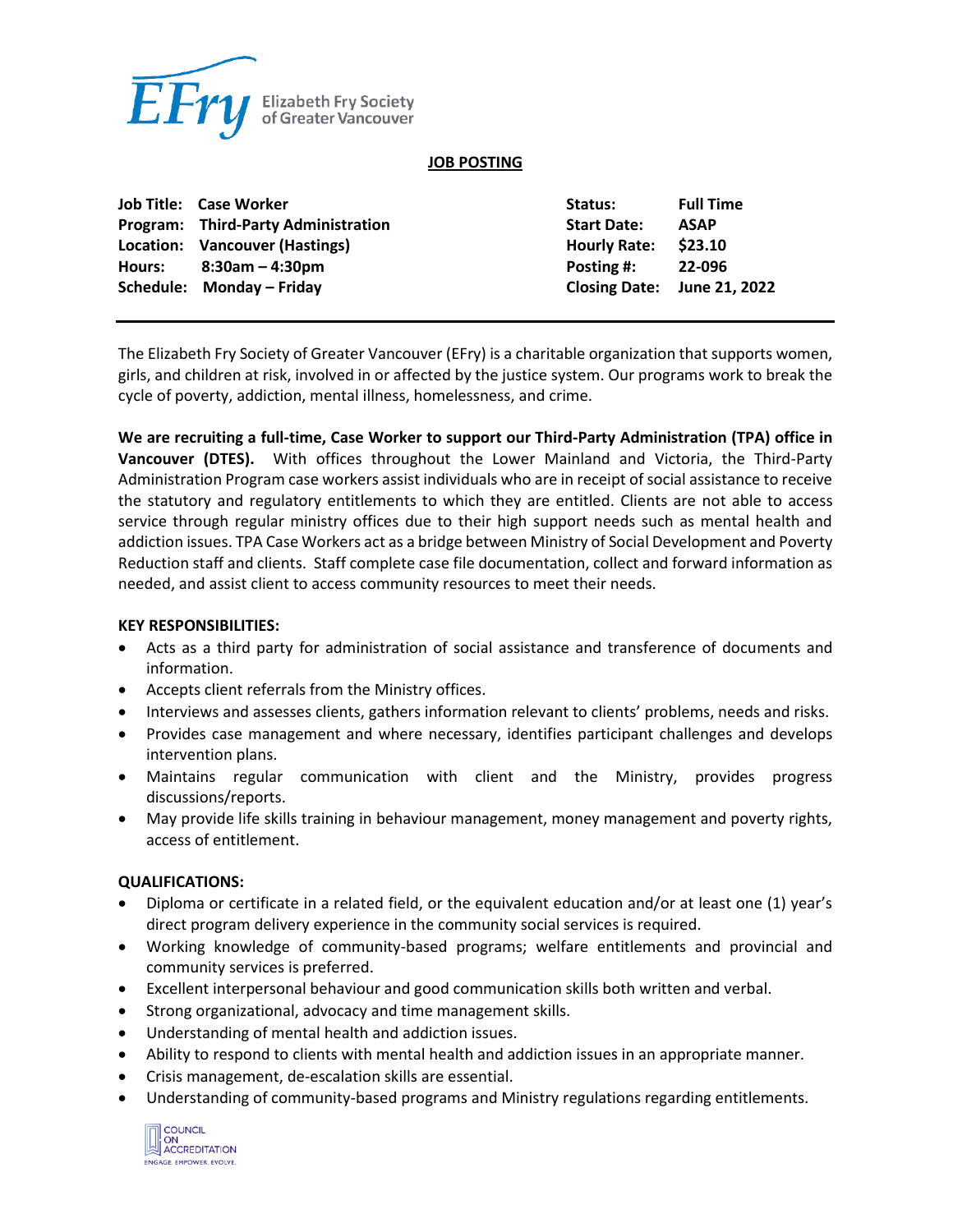Elizabeth Fry Society of Greater Vancouver

# JOB POSTING

| | | | |
|---|---|---|---|
| **Job Title:** | **Case Worker** | **Status:** | **Full Time** |
| **Program:** | **Third-Party Administration** | **Start Date:** | **ASAP** |
| **Location:** | **Vancouver (Hastings)** | **Hourly Rate:** | **$23.10** |
| **Hours:** | **8:30am – 4:30pm** | **Posting #:** | **22-096** |
| **Schedule:** | **Monday – Friday** | **Closing Date:** | **June 21, 2022** |

The Elizabeth Fry Society of Greater Vancouver (EFry) is a charitable organization that supports women, girls, and children at risk, involved in or affected by the justice system. Our programs work to break the cycle of poverty, addiction, mental illness, homelessness, and crime.

**We are recruiting a full-time, Case Worker to support our Third-Party Administration (TPA) office in Vancouver (DTES).** With offices throughout the Lower Mainland and Victoria, the Third-Party Administration Program case workers assist individuals who are in receipt of social assistance to receive the statutory and regulatory entitlements to which they are entitled. Clients are not able to access service through regular ministry offices due to their high support needs such as mental health and addiction issues. TPA Case Workers act as a bridge between Ministry of Social Development and Poverty Reduction staff and clients. Staff complete case file documentation, collect and forward information as needed, and assist client to access community resources to meet their needs.

**KEY RESPONSIBILITIES:**

- Acts as a third party for administration of social assistance and transference of documents and information.
- Accepts client referrals from the Ministry offices.
- Interviews and assesses clients, gathers information relevant to clients' problems, needs and risks.
- Provides case management and where necessary, identifies participant challenges and develops intervention plans.
- Maintains regular communication with client and the Ministry, provides progress discussions/reports.
- May provide life skills training in behaviour management, money management and poverty rights, access of entitlement.

**QUALIFICATIONS:**

- Diploma or certificate in a related field, or the equivalent education and/or at least one (1) year's direct program delivery experience in the community social services is required.
- Working knowledge of community-based programs; welfare entitlements and provincial and community services is preferred.
- Excellent interpersonal behaviour and good communication skills both written and verbal.
- Strong organizational, advocacy and time management skills.
- Understanding of mental health and addiction issues.
- Ability to respond to clients with mental health and addiction issues in an appropriate manner.
- Crisis management, de-escalation skills are essential.
- Understanding of community-based programs and Ministry regulations regarding entitlements.

COUNCIL ON ACCREDITATION
ENGAGE. EMPOWER. EVOLVE.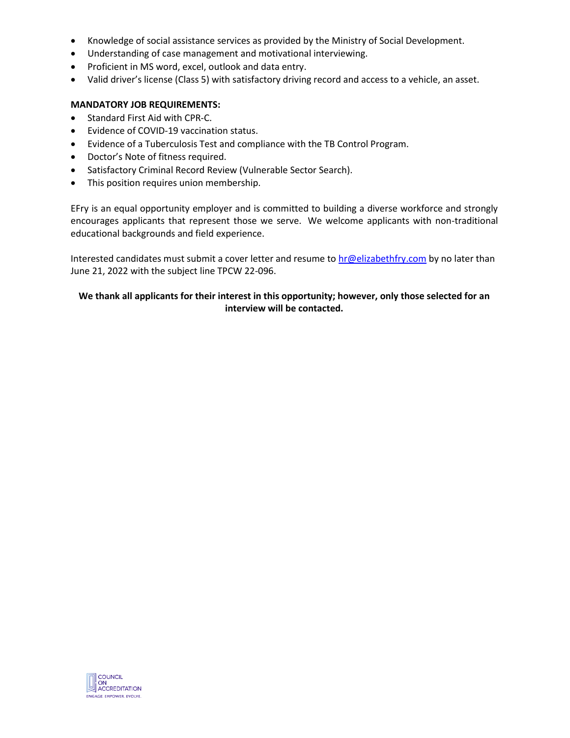- Knowledge of social assistance services as provided by the Ministry of Social Development.
- Understanding of case management and motivational interviewing.
- Proficient in MS word, excel, outlook and data entry.
- Valid driver's license (Class 5) with satisfactory driving record and access to a vehicle, an asset.

**MANDATORY JOB REQUIREMENTS:**

- Standard First Aid with CPR-C.
- Evidence of COVID-19 vaccination status.
- Evidence of a Tuberculosis Test and compliance with the TB Control Program.
- Doctor's Note of fitness required.
- Satisfactory Criminal Record Review (Vulnerable Sector Search).
- This position requires union membership.

EFry is an equal opportunity employer and is committed to building a diverse workforce and strongly encourages applicants that represent those we serve. We welcome applicants with non-traditional educational backgrounds and field experience.

Interested candidates must submit a cover letter and resume to hr@elizabethfry.com by no later than June 21, 2022 with the subject line TPCW 22-096.

**We thank all applicants for their interest in this opportunity; however, only those selected for an interview will be contacted.**

COUNCIL ON ACCREDITATION
ENGAGE. EMPOWER. EVOLVE.